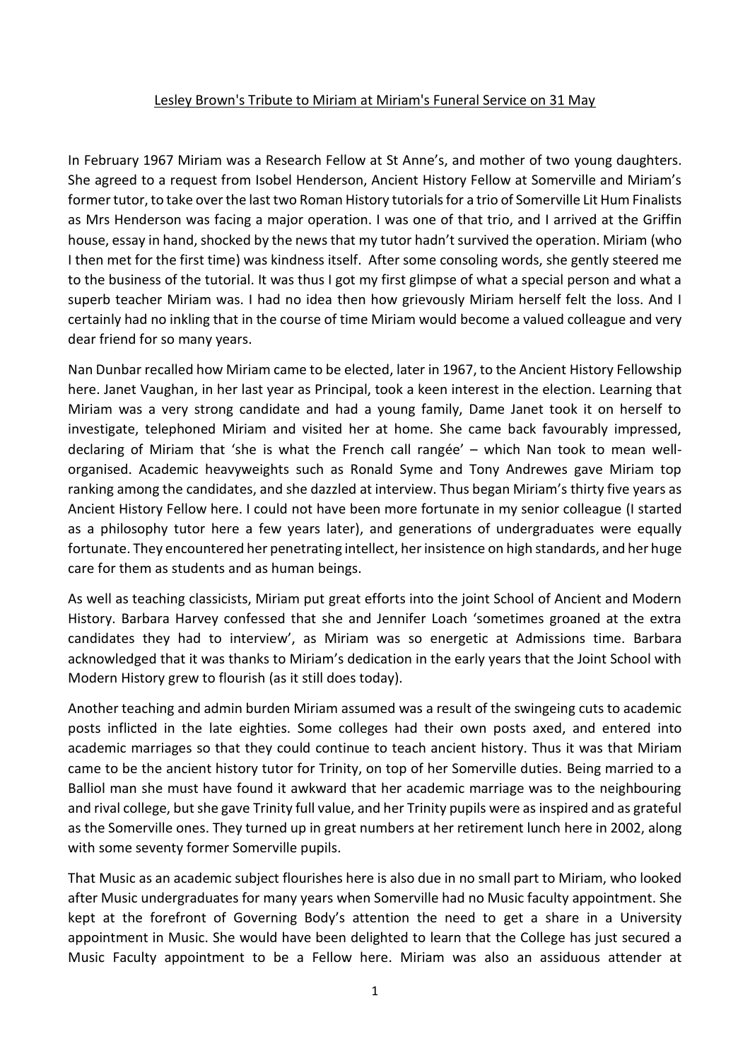Lesley Brown's Tribute to Miriam at Miriam's Funeral Service on 31 May

In February 1967 Miriam was a Research Fellow at St Anne's, and mother of two young daughters. She agreed to a request from Isobel Henderson, Ancient History Fellow at Somerville and Miriam's former tutor, to take over the last two Roman History tutorials for a trio of Somerville Lit Hum Finalists as Mrs Henderson was facing a major operation. I was one of that trio, and I arrived at the Griffin house, essay in hand, shocked by the news that my tutor hadn't survived the operation. Miriam (who I then met for the first time) was kindness itself. After some consoling words, she gently steered me to the business of the tutorial. It was thus I got my first glimpse of what a special person and what a superb teacher Miriam was. I had no idea then how grievously Miriam herself felt the loss. And I certainly had no inkling that in the course of time Miriam would become a valued colleague and very dear friend for so many years.

Nan Dunbar recalled how Miriam came to be elected, later in 1967, to the Ancient History Fellowship here. Janet Vaughan, in her last year as Principal, took a keen interest in the election. Learning that Miriam was a very strong candidate and had a young family, Dame Janet took it on herself to investigate, telephoned Miriam and visited her at home. She came back favourably impressed, declaring of Miriam that 'she is what the French call rangée' – which Nan took to mean well-organised. Academic heavyweights such as Ronald Syme and Tony Andrewes gave Miriam top ranking among the candidates, and she dazzled at interview. Thus began Miriam's thirty five years as Ancient History Fellow here. I could not have been more fortunate in my senior colleague (I started as a philosophy tutor here a few years later), and generations of undergraduates were equally fortunate. They encountered her penetrating intellect, her insistence on high standards, and her huge care for them as students and as human beings.

As well as teaching classicists, Miriam put great efforts into the joint School of Ancient and Modern History. Barbara Harvey confessed that she and Jennifer Loach 'sometimes groaned at the extra candidates they had to interview', as Miriam was so energetic at Admissions time. Barbara acknowledged that it was thanks to Miriam's dedication in the early years that the Joint School with Modern History grew to flourish (as it still does today).

Another teaching and admin burden Miriam assumed was a result of the swingeing cuts to academic posts inflicted in the late eighties. Some colleges had their own posts axed, and entered into academic marriages so that they could continue to teach ancient history. Thus it was that Miriam came to be the ancient history tutor for Trinity, on top of her Somerville duties. Being married to a Balliol man she must have found it awkward that her academic marriage was to the neighbouring and rival college, but she gave Trinity full value, and her Trinity pupils were as inspired and as grateful as the Somerville ones. They turned up in great numbers at her retirement lunch here in 2002, along with some seventy former Somerville pupils.

That Music as an academic subject flourishes here is also due in no small part to Miriam, who looked after Music undergraduates for many years when Somerville had no Music faculty appointment. She kept at the forefront of Governing Body's attention the need to get a share in a University appointment in Music. She would have been delighted to learn that the College has just secured a Music Faculty appointment to be a Fellow here. Miriam was also an assiduous attender at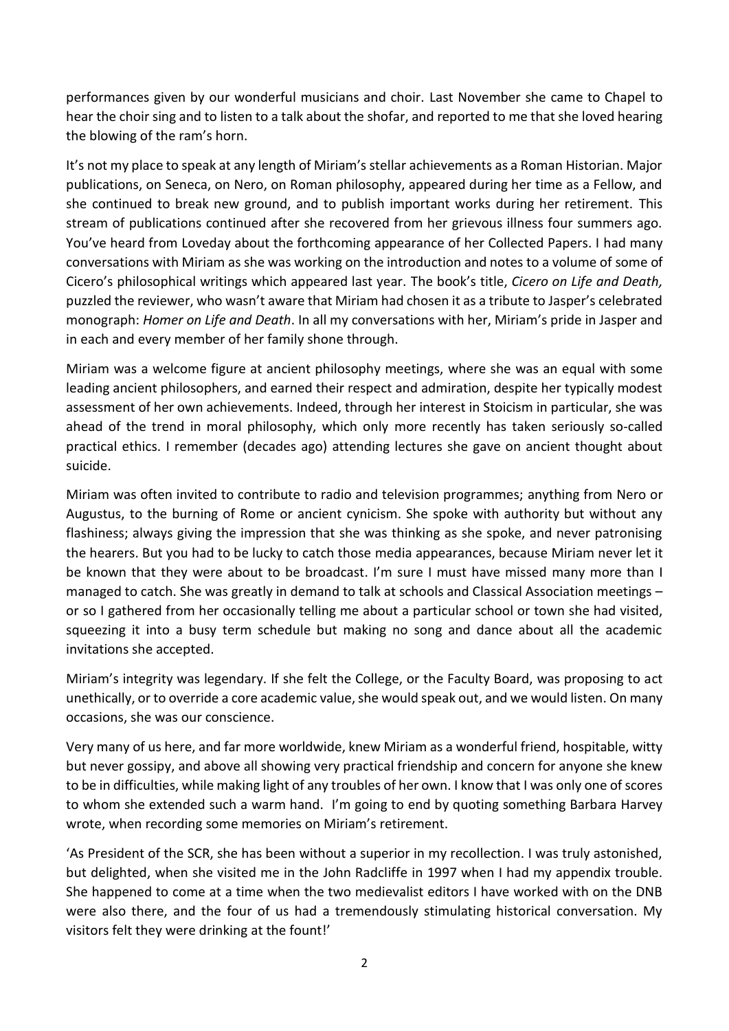performances given by our wonderful musicians and choir. Last November she came to Chapel to hear the choir sing and to listen to a talk about the shofar, and reported to me that she loved hearing the blowing of the ram's horn.

It's not my place to speak at any length of Miriam's stellar achievements as a Roman Historian. Major publications, on Seneca, on Nero, on Roman philosophy, appeared during her time as a Fellow, and she continued to break new ground, and to publish important works during her retirement. This stream of publications continued after she recovered from her grievous illness four summers ago. You've heard from Loveday about the forthcoming appearance of her Collected Papers. I had many conversations with Miriam as she was working on the introduction and notes to a volume of some of Cicero's philosophical writings which appeared last year. The book's title, *Cicero on Life and Death,* puzzled the reviewer, who wasn't aware that Miriam had chosen it as a tribute to Jasper's celebrated monograph: *Homer on Life and Death*. In all my conversations with her, Miriam's pride in Jasper and in each and every member of her family shone through.

Miriam was a welcome figure at ancient philosophy meetings, where she was an equal with some leading ancient philosophers, and earned their respect and admiration, despite her typically modest assessment of her own achievements. Indeed, through her interest in Stoicism in particular, she was ahead of the trend in moral philosophy, which only more recently has taken seriously so-called practical ethics. I remember (decades ago) attending lectures she gave on ancient thought about suicide.

Miriam was often invited to contribute to radio and television programmes; anything from Nero or Augustus, to the burning of Rome or ancient cynicism. She spoke with authority but without any flashiness; always giving the impression that she was thinking as she spoke, and never patronising the hearers. But you had to be lucky to catch those media appearances, because Miriam never let it be known that they were about to be broadcast. I'm sure I must have missed many more than I managed to catch. She was greatly in demand to talk at schools and Classical Association meetings – or so I gathered from her occasionally telling me about a particular school or town she had visited, squeezing it into a busy term schedule but making no song and dance about all the academic invitations she accepted.

Miriam's integrity was legendary. If she felt the College, or the Faculty Board, was proposing to act unethically, or to override a core academic value, she would speak out, and we would listen. On many occasions, she was our conscience.

Very many of us here, and far more worldwide, knew Miriam as a wonderful friend, hospitable, witty but never gossipy, and above all showing very practical friendship and concern for anyone she knew to be in difficulties, while making light of any troubles of her own. I know that I was only one of scores to whom she extended such a warm hand. I'm going to end by quoting something Barbara Harvey wrote, when recording some memories on Miriam's retirement.

'As President of the SCR, she has been without a superior in my recollection. I was truly astonished, but delighted, when she visited me in the John Radcliffe in 1997 when I had my appendix trouble. She happened to come at a time when the two medievalist editors I have worked with on the DNB were also there, and the four of us had a tremendously stimulating historical conversation. My visitors felt they were drinking at the fount!'